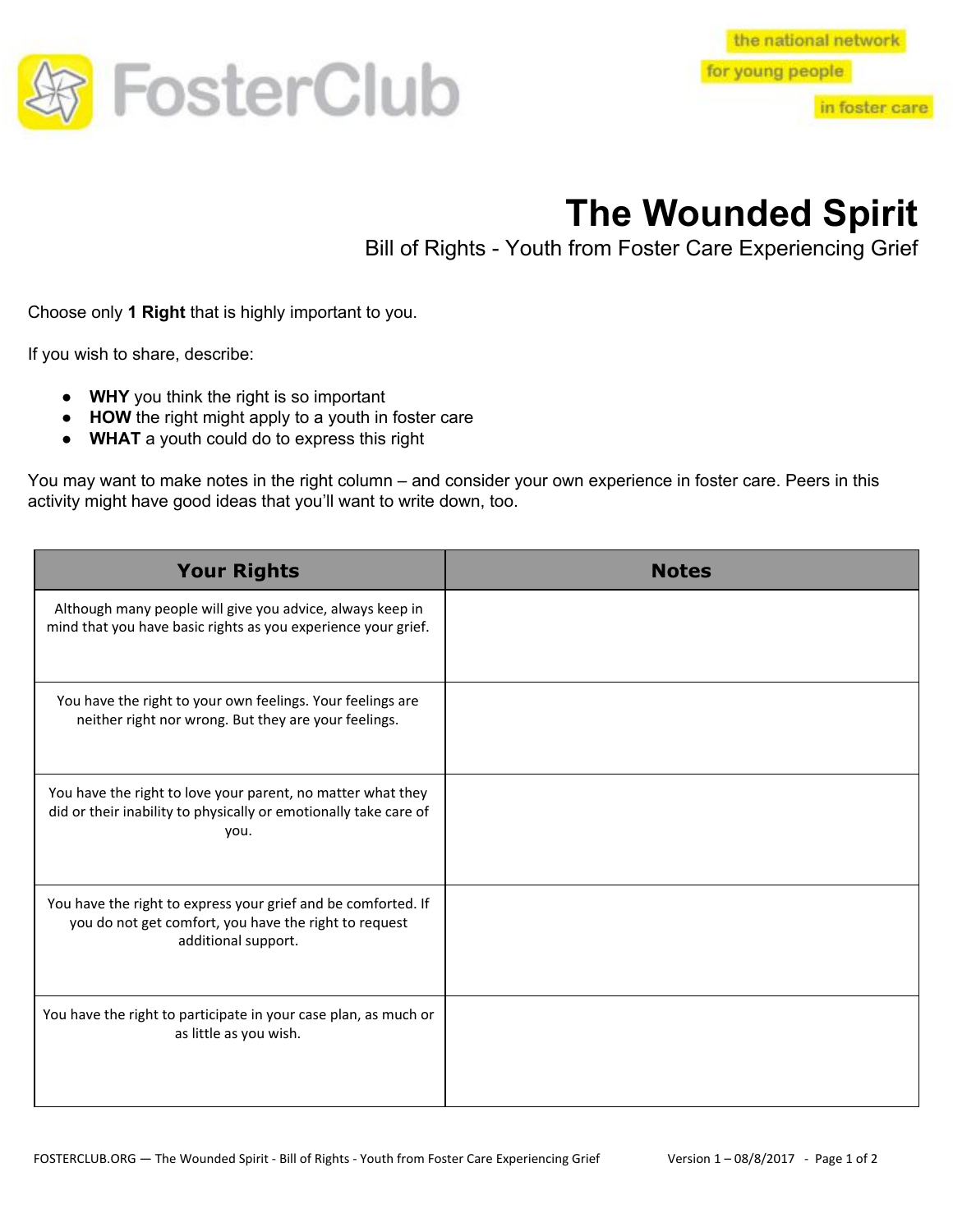FosterClub

the national network for young people in foster care

# The Wounded Spirit

## Bill of Rights - Youth from Foster Care Experiencing Grief

Choose only **1 Right** that is highly important to you.

If you wish to share, describe:

- **WHY** you think the right is so important
- **HOW** the right might apply to a youth in foster care
- **WHAT** a youth could do to express this right

You may want to make notes in the right column – and consider your own experience in foster care. Peers in this activity might have good ideas that you'll want to write down, too.

| Your Rights | Notes |
|---|---|
| Although many people will give you advice, always keep in mind that you have basic rights as you experience your grief. | |
| You have the right to your own feelings. Your feelings are neither right nor wrong. But they are your feelings. | |
| You have the right to love your parent, no matter what they did or their inability to physically or emotionally take care of you. | |
| You have the right to express your grief and be comforted. If you do not get comfort, you have the right to request additional support. | |
| You have the right to participate in your case plan, as much or as little as you wish. | |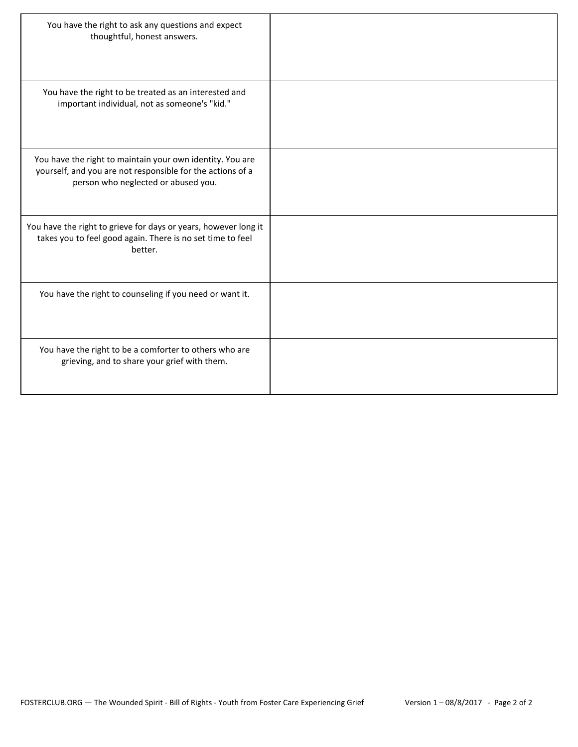| | |
|---|---|
| You have the right to ask any questions and expect thoughtful, honest answers. | |
| You have the right to be treated as an interested and important individual, not as someone's "kid." | |
| You have the right to maintain your own identity. You are yourself, and you are not responsible for the actions of a person who neglected or abused you. | |
| You have the right to grieve for days or years, however long it takes you to feel good again. There is no set time to feel better. | |
| You have the right to counseling if you need or want it. | |
| You have the right to be a comforter to others who are grieving, and to share your grief with them. | |